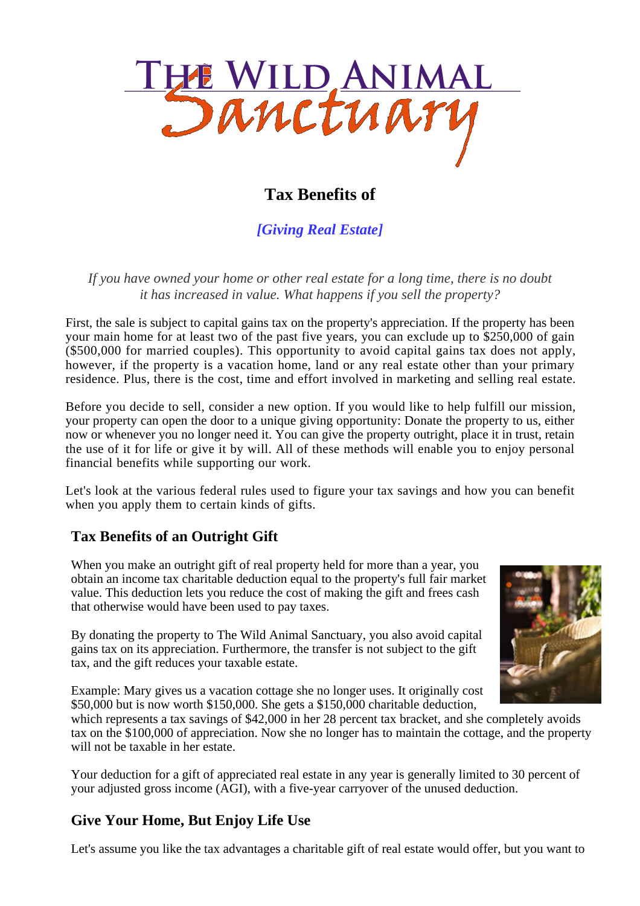# The Wild Animal Sanctuary

## Tax Benefits of

### *[Giving Real Estate]*

*If you have owned your home or other real estate for a long time, there is no doubt it has increased in value. What happens if you sell the property?*

First, the sale is subject to capital gains tax on the property's appreciation. If the property has been your main home for at least two of the past five years, you can exclude up to $250,000 of gain ($500,000 for married couples). This opportunity to avoid capital gains tax does not apply, however, if the property is a vacation home, land or any real estate other than your primary residence. Plus, there is the cost, time and effort involved in marketing and selling real estate.

Before you decide to sell, consider a new option. If you would like to help fulfill our mission, your property can open the door to a unique giving opportunity: Donate the property to us, either now or whenever you no longer need it. You can give the property outright, place it in trust, retain the use of it for life or give it by will. All of these methods will enable you to enjoy personal financial benefits while supporting our work.

Let's look at the various federal rules used to figure your tax savings and how you can benefit when you apply them to certain kinds of gifts.

## Tax Benefits of an Outright Gift

When you make an outright gift of real property held for more than a year, you obtain an income tax charitable deduction equal to the property's full fair market value. This deduction lets you reduce the cost of making the gift and frees cash that otherwise would have been used to pay taxes.

By donating the property to The Wild Animal Sanctuary, you also avoid capital gains tax on its appreciation. Furthermore, the transfer is not subject to the gift tax, and the gift reduces your taxable estate.

Example: Mary gives us a vacation cottage she no longer uses. It originally cost $50,000 but is now worth $150,000. She gets a $150,000 charitable deduction, which represents a tax savings of $42,000 in her 28 percent tax bracket, and she completely avoids tax on the $100,000 of appreciation. Now she no longer has to maintain the cottage, and the property will not be taxable in her estate.

Your deduction for a gift of appreciated real estate in any year is generally limited to 30 percent of your adjusted gross income (AGI), with a five-year carryover of the unused deduction.

## Give Your Home, But Enjoy Life Use

Let's assume you like the tax advantages a charitable gift of real estate would offer, but you want to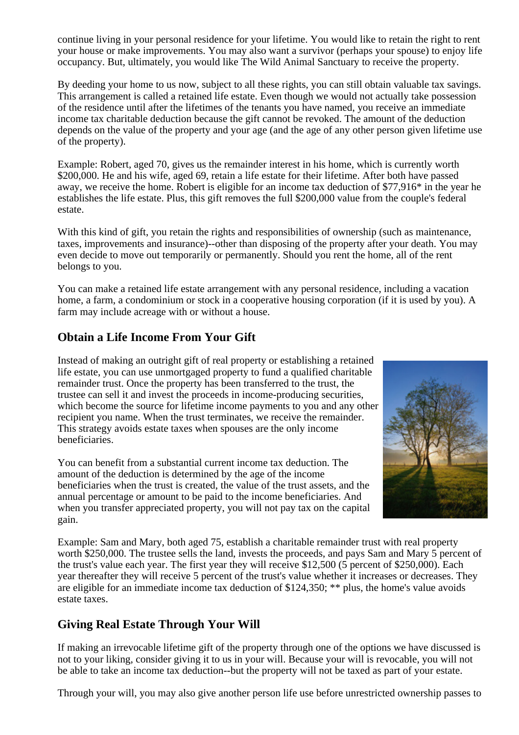continue living in your personal residence for your lifetime. You would like to retain the right to rent your house or make improvements. You may also want a survivor (perhaps your spouse) to enjoy life occupancy. But, ultimately, you would like The Wild Animal Sanctuary to receive the property.

By deeding your home to us now, subject to all these rights, you can still obtain valuable tax savings. This arrangement is called a retained life estate. Even though we would not actually take possession of the residence until after the lifetimes of the tenants you have named, you receive an immediate income tax charitable deduction because the gift cannot be revoked. The amount of the deduction depends on the value of the property and your age (and the age of any other person given lifetime use of the property).

Example: Robert, aged 70, gives us the remainder interest in his home, which is currently worth $200,000. He and his wife, aged 69, retain a life estate for their lifetime. After both have passed away, we receive the home. Robert is eligible for an income tax deduction of $77,916* in the year he establishes the life estate. Plus, this gift removes the full $200,000 value from the couple's federal estate.

With this kind of gift, you retain the rights and responsibilities of ownership (such as maintenance, taxes, improvements and insurance)--other than disposing of the property after your death. You may even decide to move out temporarily or permanently. Should you rent the home, all of the rent belongs to you.

You can make a retained life estate arrangement with any personal residence, including a vacation home, a farm, a condominium or stock in a cooperative housing corporation (if it is used by you). A farm may include acreage with or without a house.

## Obtain a Life Income From Your Gift

Instead of making an outright gift of real property or establishing a retained life estate, you can use unmortgaged property to fund a qualified charitable remainder trust. Once the property has been transferred to the trust, the trustee can sell it and invest the proceeds in income-producing securities, which become the source for lifetime income payments to you and any other recipient you name. When the trust terminates, we receive the remainder. This strategy avoids estate taxes when spouses are the only income beneficiaries.

You can benefit from a substantial current income tax deduction. The amount of the deduction is determined by the age of the income beneficiaries when the trust is created, the value of the trust assets, and the annual percentage or amount to be paid to the income beneficiaries. And when you transfer appreciated property, you will not pay tax on the capital gain.

Example: Sam and Mary, both aged 75, establish a charitable remainder trust with real property worth $250,000. The trustee sells the land, invests the proceeds, and pays Sam and Mary 5 percent of the trust's value each year. The first year they will receive $12,500 (5 percent of $250,000). Each year thereafter they will receive 5 percent of the trust's value whether it increases or decreases. They are eligible for an immediate income tax deduction of $124,350; ** plus, the home's value avoids estate taxes.

## Giving Real Estate Through Your Will

If making an irrevocable lifetime gift of the property through one of the options we have discussed is not to your liking, consider giving it to us in your will. Because your will is revocable, you will not be able to take an income tax deduction--but the property will not be taxed as part of your estate.

Through your will, you may also give another person life use before unrestricted ownership passes to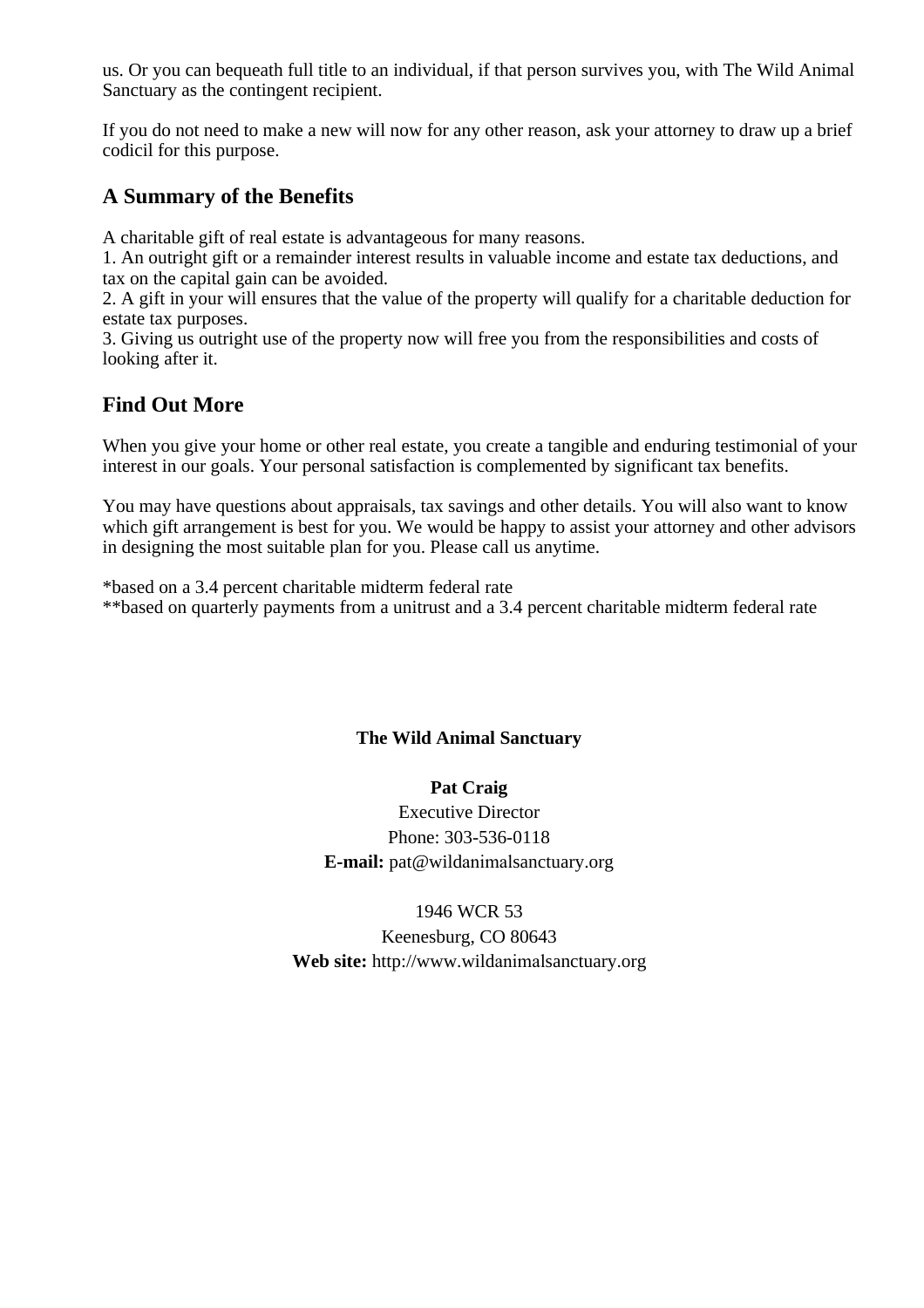us. Or you can bequeath full title to an individual, if that person survives you, with The Wild Animal Sanctuary as the contingent recipient.

If you do not need to make a new will now for any other reason, ask your attorney to draw up a brief codicil for this purpose.

## A Summary of the Benefits

A charitable gift of real estate is advantageous for many reasons.
1. An outright gift or a remainder interest results in valuable income and estate tax deductions, and tax on the capital gain can be avoided.
2. A gift in your will ensures that the value of the property will qualify for a charitable deduction for estate tax purposes.
3. Giving us outright use of the property now will free you from the responsibilities and costs of looking after it.

## Find Out More

When you give your home or other real estate, you create a tangible and enduring testimonial of your interest in our goals. Your personal satisfaction is complemented by significant tax benefits.

You may have questions about appraisals, tax savings and other details. You will also want to know which gift arrangement is best for you. We would be happy to assist your attorney and other advisors in designing the most suitable plan for you. Please call us anytime.

*based on a 3.4 percent charitable midterm federal rate
**based on quarterly payments from a unitrust and a 3.4 percent charitable midterm federal rate

**The Wild Animal Sanctuary**

**Pat Craig**
Executive Director
Phone: 303-536-0118
**E-mail:** pat@wildanimalsanctuary.org

1946 WCR 53
Keenesburg, CO 80643
**Web site:** http://www.wildanimalsanctuary.org